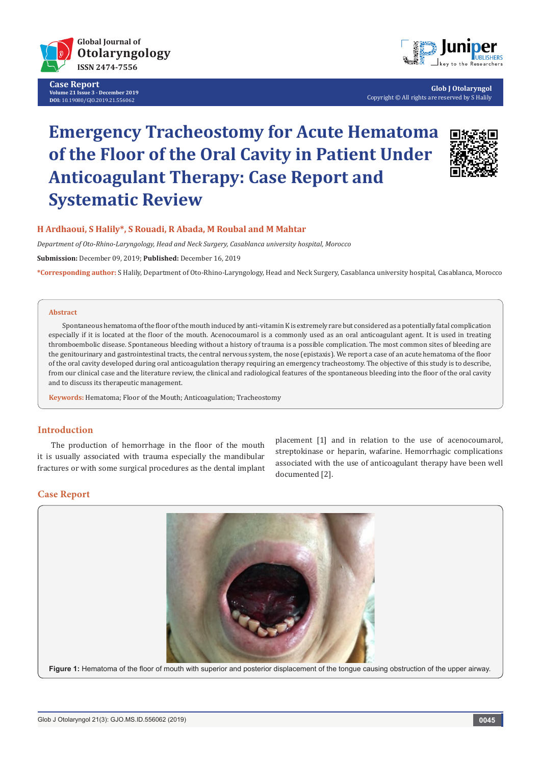Case Report

# Emergency Tracheostomy for Acute Hematoma of the Floor of the Oral Cavity in Patient Under Anticoagulant Therapy: Case Report and Systematic Review

**H Ardhaoui, S Halily*, S Rouadi, R Abada, M Roubal and M Mahtar**

*Department of Oto-Rhino-Laryngology, Head and Neck Surgery, Casablanca university hospital, Morocco*

**Submission:** December 09, 2019; **Published:** December 16, 2019

***Corresponding author:** S Halily, Department of Oto-Rhino-Laryngology, Head and Neck Surgery, Casablanca university hospital, Casablanca, Morocco

## Abstract

Spontaneous hematoma of the floor of the mouth induced by anti-vitamin K is extremely rare but considered as a potentially fatal complication especially if it is located at the floor of the mouth. Acenocoumarol is a commonly used as an oral anticoagulant agent. It is used in treating thromboembolic disease. Spontaneous bleeding without a history of trauma is a possible complication. The most common sites of bleeding are the genitourinary and gastrointestinal tracts, the central nervous system, the nose (epistaxis). We report a case of an acute hematoma of the floor of the oral cavity developed during oral anticoagulation therapy requiring an emergency tracheostomy. The objective of this study is to describe, from our clinical case and the literature review, the clinical and radiological features of the spontaneous bleeding into the floor of the oral cavity and to discuss its therapeutic management.

**Keywords:** Hematoma; Floor of the Mouth; Anticoagulation; Tracheostomy

## Introduction

The production of hemorrhage in the floor of the mouth it is usually associated with trauma especially the mandibular fractures or with some surgical procedures as the dental implant placement [1] and in relation to the use of acenocoumarol, streptokinase or heparin, wafarine. Hemorrhagic complications associated with the use of anticoagulant therapy have been well documented [2].

## Case Report

**Figure 1:** Hematoma of the floor of mouth with superior and posterior displacement of the tongue causing obstruction of the upper airway.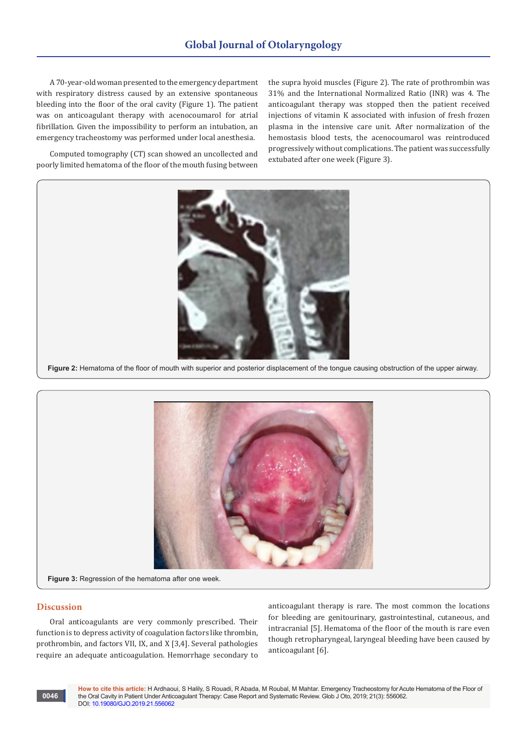A 70-year-old woman presented to the emergency department with respiratory distress caused by an extensive spontaneous bleeding into the floor of the oral cavity (Figure 1). The patient was on anticoagulant therapy with acenocoumarol for atrial fibrillation. Given the impossibility to perform an intubation, an emergency tracheostomy was performed under local anesthesia.

Computed tomography (CT) scan showed an uncollected and poorly limited hematoma of the floor of the mouth fusing between the supra hyoid muscles (Figure 2). The rate of prothrombin was 31% and the International Normalized Ratio (INR) was 4. The anticoagulant therapy was stopped then the patient received injections of vitamin K associated with infusion of fresh frozen plasma in the intensive care unit. After normalization of the hemostasis blood tests, the acenocoumarol was reintroduced progressively without complications. The patient was successfully extubated after one week (Figure 3).

**Figure 2:** Hematoma of the floor of mouth with superior and posterior displacement of the tongue causing obstruction of the upper airway.

**Figure 3:** Regression of the hematoma after one week.

## Discussion

Oral anticoagulants are very commonly prescribed. Their function is to depress activity of coagulation factors like thrombin, prothrombin, and factors VII, IX, and X [3,4]. Several pathologies require an adequate anticoagulation. Hemorrhage secondary to anticoagulant therapy is rare. The most common the locations for bleeding are genitourinary, gastrointestinal, cutaneous, and intracranial [5]. Hematoma of the floor of the mouth is rare even though retropharyngeal, laryngeal bleeding have been caused by anticoagulant [6].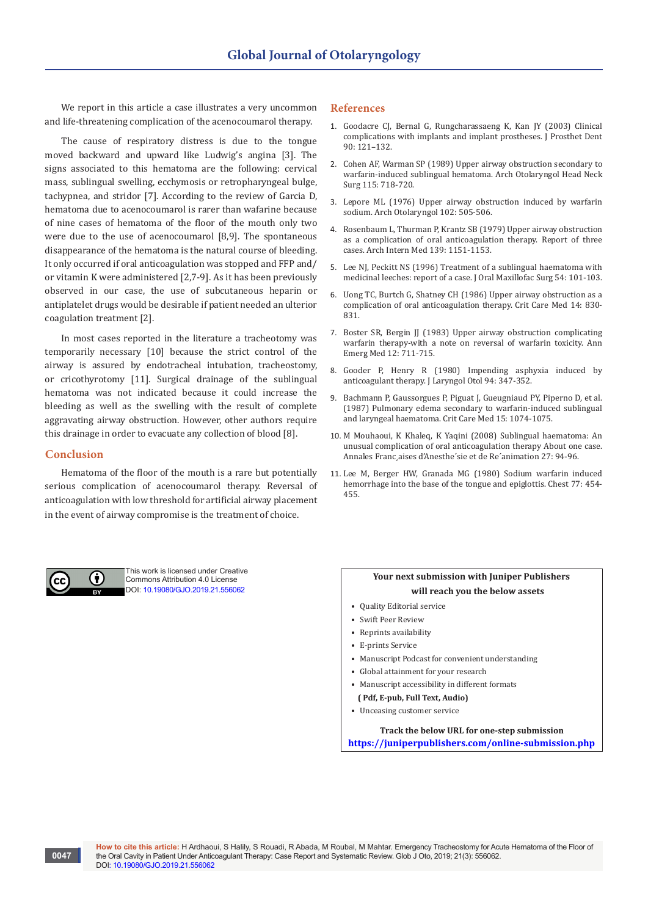We report in this article a case illustrates a very uncommon and life-threatening complication of the acenocoumarol therapy.

The cause of respiratory distress is due to the tongue moved backward and upward like Ludwig's angina [3]. The signs associated to this hematoma are the following: cervical mass, sublingual swelling, ecchymosis or retropharyngeal bulge, tachypnea, and stridor [7]. According to the review of Garcia D, hematoma due to acenocoumarol is rarer than wafarine because of nine cases of hematoma of the floor of the mouth only two were due to the use of acenocoumarol [8,9]. The spontaneous disappearance of the hematoma is the natural course of bleeding. It only occurred if oral anticoagulation was stopped and FFP and/or vitamin K were administered [2,7-9]. As it has been previously observed in our case, the use of subcutaneous heparin or antiplatelet drugs would be desirable if patient needed an ulterior coagulation treatment [2].

In most cases reported in the literature a tracheotomy was temporarily necessary [10] because the strict control of the airway is assured by endotracheal intubation, tracheostomy, or cricothyrotomy [11]. Surgical drainage of the sublingual hematoma was not indicated because it could increase the bleeding as well as the swelling with the result of complete aggravating airway obstruction. However, other authors require this drainage in order to evacuate any collection of blood [8].

## Conclusion

Hematoma of the floor of the mouth is a rare but potentially serious complication of acenocoumarol therapy. Reversal of anticoagulation with low threshold for artificial airway placement in the event of airway compromise is the treatment of choice.

## References

1. Goodacre CJ, Bernal G, Rungcharassaeng K, Kan JY (2003) Clinical complications with implants and implant prostheses. J Prosthet Dent 90: 121–132.
2. Cohen AF, Warman SP (1989) Upper airway obstruction secondary to warfarin-induced sublingual hematoma. Arch Otolaryngol Head Neck Surg 115: 718-720.
3. Lepore ML (1976) Upper airway obstruction induced by warfarin sodium. Arch Otolaryngol 102: 505-506.
4. Rosenbaum L, Thurman P, Krantz SB (1979) Upper airway obstruction as a complication of oral anticoagulation therapy. Report of three cases. Arch Intern Med 139: 1151-1153.
5. Lee NJ, Peckitt NS (1996) Treatment of a sublingual haematoma with medicinal leeches: report of a case. J Oral Maxillofac Surg 54: 101-103.
6. Uong TC, Burtch G, Shatney CH (1986) Upper airway obstruction as a complication of oral anticoagulation therapy. Crit Care Med 14: 830-831.
7. Boster SR, Bergin JJ (1983) Upper airway obstruction complicating warfarin therapy-with a note on reversal of warfarin toxicity. Ann Emerg Med 12: 711-715.
8. Gooder P, Henry R (1980) Impending asphyxia induced by anticoagulant therapy. J Laryngol Otol 94: 347-352.
9. Bachmann P, Gaussorgues P, Piguat J, Gueugniaud PY, Piperno D, et al. (1987) Pulmonary edema secondary to warfarin-induced sublingual and laryngeal haematoma. Crit Care Med 15: 1074-1075.
10. M Mouhaoui, K Khaleq, K Yaqini (2008) Sublingual haematoma: An unusual complication of oral anticoagulation therapy About one case. Annales Franc¸aises d'Anesthe´sie et de Re´animation 27: 94-96.
11. Lee M, Berger HW, Granada MG (1980) Sodium warfarin induced hemorrhage into the base of the tongue and epiglottis. Chest 77: 454-455.

This work is licensed under Creative Commons Attribution 4.0 License
DOI: 10.19080/GJO.2019.21.556062

**Your next submission with Juniper Publishers will reach you the below assets**

- Quality Editorial service
- Swift Peer Review
- Reprints availability
- E-prints Service
- Manuscript Podcast for convenient understanding
- Global attainment for your research
- Manuscript accessibility in different formats
  **( Pdf, E-pub, Full Text, Audio)**
- Unceasing customer service

**Track the below URL for one-step submission**
**https://juniperpublishers.com/online-submission.php**